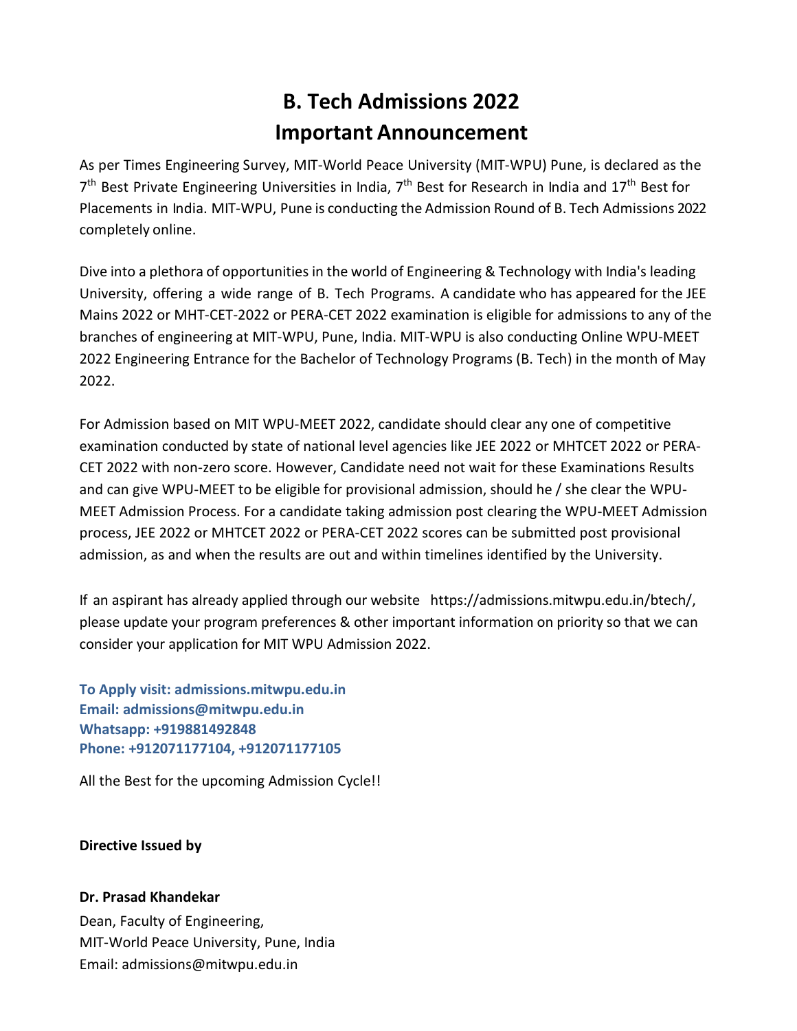# B. Tech Admissions 2022
# Important Announcement

As per Times Engineering Survey, MIT-World Peace University (MIT-WPU) Pune, is declared as the 7th Best Private Engineering Universities in India, 7th Best for Research in India and 17th Best for Placements in India. MIT-WPU, Pune is conducting the Admission Round of B. Tech Admissions 2022 completely online.

Dive into a plethora of opportunities in the world of Engineering & Technology with India's leading University, offering a wide range of B. Tech Programs. A candidate who has appeared for the JEE Mains 2022 or MHT-CET-2022 or PERA-CET 2022 examination is eligible for admissions to any of the branches of engineering at MIT-WPU, Pune, India. MIT-WPU is also conducting Online WPU-MEET 2022 Engineering Entrance for the Bachelor of Technology Programs (B. Tech) in the month of May 2022.

For Admission based on MIT WPU-MEET 2022, candidate should clear any one of competitive examination conducted by state of national level agencies like JEE 2022 or MHTCET 2022 or PERA-CET 2022 with non-zero score. However, Candidate need not wait for these Examinations Results and can give WPU-MEET to be eligible for provisional admission, should he / she clear the WPU-MEET Admission Process. For a candidate taking admission post clearing the WPU-MEET Admission process, JEE 2022 or MHTCET 2022 or PERA-CET 2022 scores can be submitted post provisional admission, as and when the results are out and within timelines identified by the University.

If an aspirant has already applied through our website https://admissions.mitwpu.edu.in/btech/, please update your program preferences & other important information on priority so that we can consider your application for MIT WPU Admission 2022.

**To Apply visit: admissions.mitwpu.edu.in**
**Email: admissions@mitwpu.edu.in**
**Whatsapp: +919881492848**
**Phone: +912071177104, +912071177105**

All the Best for the upcoming Admission Cycle!!

**Directive Issued by**

**Dr. Prasad Khandekar**
Dean, Faculty of Engineering,
MIT-World Peace University, Pune, India
Email: admissions@mitwpu.edu.in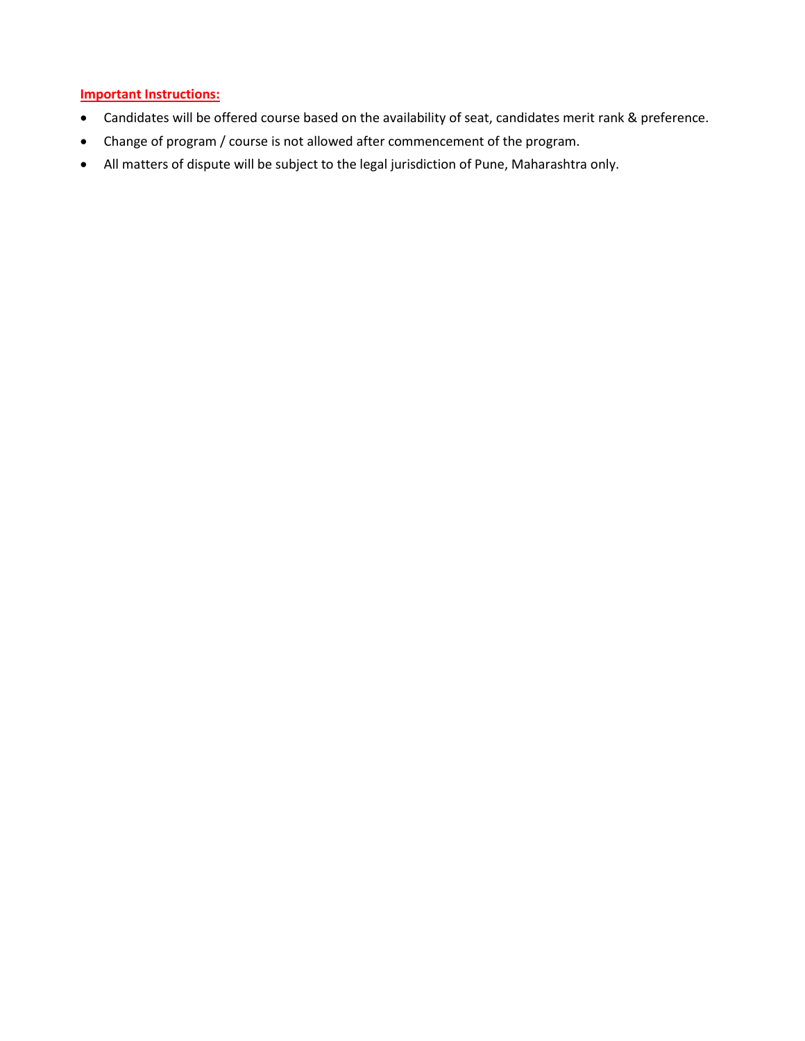**Important Instructions:**

- Candidates will be offered course based on the availability of seat, candidates merit rank & preference.
- Change of program / course is not allowed after commencement of the program.
- All matters of dispute will be subject to the legal jurisdiction of Pune, Maharashtra only.